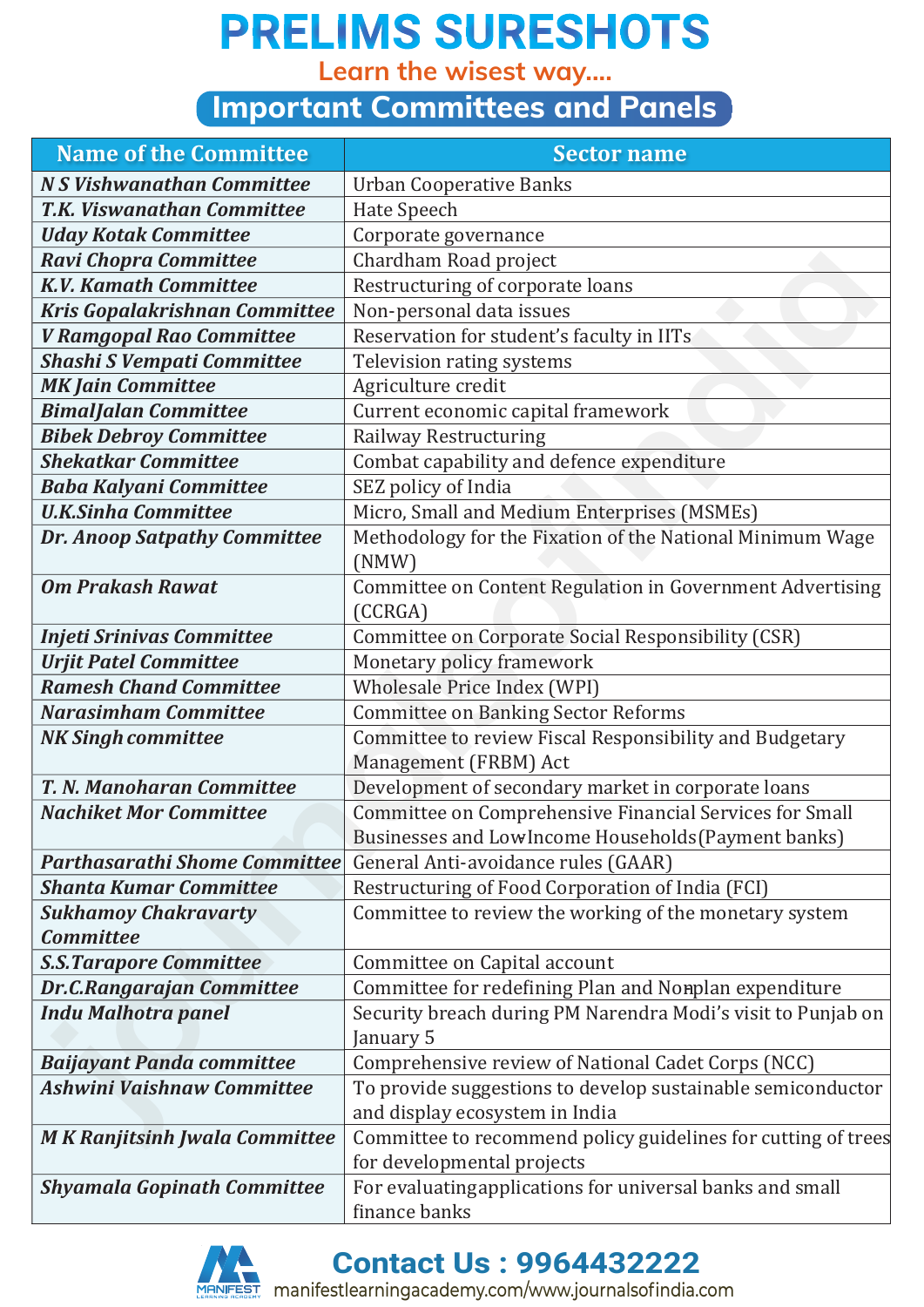# PRELIMS SURESHOTS

Learn the wisest way....

## Important Committees and Panels

| Name of the Committee | Sector name |
|---|---|
| *N S Vishwanathan Committee* | Urban Cooperative Banks |
| *T.K. Viswanathan Committee* | Hate Speech |
| *Uday Kotak Committee* | Corporate governance |
| *Ravi Chopra Committee* | Chardham Road project |
| *K.V. Kamath Committee* | Restructuring of corporate loans |
| *Kris Gopalakrishnan Committee* | Non-personal data issues |
| *V Ramgopal Rao Committee* | Reservation for student's faculty in IITs |
| *Shashi S Vempati Committee* | Television rating systems |
| *MK Jain Committee* | Agriculture credit |
| *BimalJalan Committee* | Current economic capital framework |
| *Bibek Debroy Committee* | Railway Restructuring |
| *Shekatkar Committee* | Combat capability and defence expenditure |
| *Baba Kalyani Committee* | SEZ policy of India |
| *U.K.Sinha Committee* | Micro, Small and Medium Enterprises (MSMEs) |
| *Dr. Anoop Satpathy Committee* | Methodology for the Fixation of the National Minimum Wage (NMW) |
| *Om Prakash Rawat* | Committee on Content Regulation in Government Advertising (CCRGA) |
| *Injeti Srinivas Committee* | Committee on Corporate Social Responsibility (CSR) |
| *Urjit Patel Committee* | Monetary policy framework |
| *Ramesh Chand Committee* | Wholesale Price Index (WPI) |
| *Narasimham Committee* | Committee on Banking Sector Reforms |
| *NK Singh committee* | Committee to review Fiscal Responsibility and Budgetary Management (FRBM) Act |
| *T. N. Manoharan Committee* | Development of secondary market in corporate loans |
| *Nachiket Mor Committee* | Committee on Comprehensive Financial Services for Small Businesses and Low-Income Households(Payment banks) |
| *Parthasarathi Shome Committee* | General Anti-avoidance rules (GAAR) |
| *Shanta Kumar Committee* | Restructuring of Food Corporation of India (FCI) |
| *Sukhamoy Chakravarty Committee* | Committee to review the working of the monetary system |
| *S.S.Tarapore Committee* | Committee on Capital account |
| *Dr.C.Rangarajan Committee* | Committee for redefining Plan and Non-plan expenditure |
| *Indu Malhotra panel* | Security breach during PM Narendra Modi's visit to Punjab on January 5 |
| *Baijayant Panda committee* | Comprehensive review of National Cadet Corps (NCC) |
| *Ashwini Vaishnaw Committee* | To provide suggestions to develop sustainable semiconductor and display ecosystem in India |
| *M K Ranjitsinh Jwala Committee* | Committee to recommend policy guidelines for cutting of trees for developmental projects |
| *Shyamala Gopinath Committee* | For evaluatingapplications for universal banks and small finance banks |

**Contact Us : 9964432222**

manifestlearningacademy.com/www.journalsofindia.com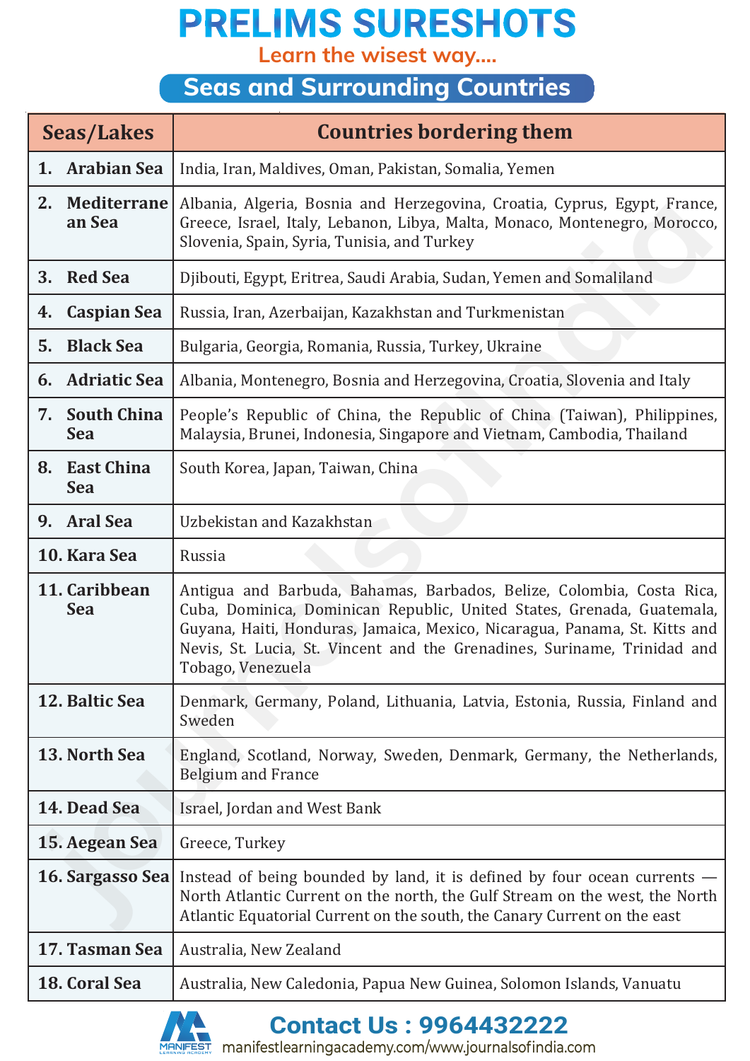# PRELIMS SURESHOTS

Learn the wisest way....

## Seas and Surrounding Countries

| Seas/Lakes | Countries bordering them |
|---|---|
| 1. Arabian Sea | India, Iran, Maldives, Oman, Pakistan, Somalia, Yemen |
| 2. Mediterranean Sea | Albania, Algeria, Bosnia and Herzegovina, Croatia, Cyprus, Egypt, France, Greece, Israel, Italy, Lebanon, Libya, Malta, Monaco, Montenegro, Morocco, Slovenia, Spain, Syria, Tunisia, and Turkey |
| 3. Red Sea | Djibouti, Egypt, Eritrea, Saudi Arabia, Sudan, Yemen and Somaliland |
| 4. Caspian Sea | Russia, Iran, Azerbaijan, Kazakhstan and Turkmenistan |
| 5. Black Sea | Bulgaria, Georgia, Romania, Russia, Turkey, Ukraine |
| 6. Adriatic Sea | Albania, Montenegro, Bosnia and Herzegovina, Croatia, Slovenia and Italy |
| 7. South China Sea | People's Republic of China, the Republic of China (Taiwan), Philippines, Malaysia, Brunei, Indonesia, Singapore and Vietnam, Cambodia, Thailand |
| 8. East China Sea | South Korea, Japan, Taiwan, China |
| 9. Aral Sea | Uzbekistan and Kazakhstan |
| 10. Kara Sea | Russia |
| 11. Caribbean Sea | Antigua and Barbuda, Bahamas, Barbados, Belize, Colombia, Costa Rica, Cuba, Dominica, Dominican Republic, United States, Grenada, Guatemala, Guyana, Haiti, Honduras, Jamaica, Mexico, Nicaragua, Panama, St. Kitts and Nevis, St. Lucia, St. Vincent and the Grenadines, Suriname, Trinidad and Tobago, Venezuela |
| 12. Baltic Sea | Denmark, Germany, Poland, Lithuania, Latvia, Estonia, Russia, Finland and Sweden |
| 13. North Sea | England, Scotland, Norway, Sweden, Denmark, Germany, the Netherlands, Belgium and France |
| 14. Dead Sea | Israel, Jordan and West Bank |
| 15. Aegean Sea | Greece, Turkey |
| 16. Sargasso Sea | Instead of being bounded by land, it is defined by four ocean currents — North Atlantic Current on the north, the Gulf Stream on the west, the North Atlantic Equatorial Current on the south, the Canary Current on the east |
| 17. Tasman Sea | Australia, New Zealand |
| 18. Coral Sea | Australia, New Caledonia, Papua New Guinea, Solomon Islands, Vanuatu |

Contact Us : 9964432222

manifestlearningacademy.com/www.journalsofindia.com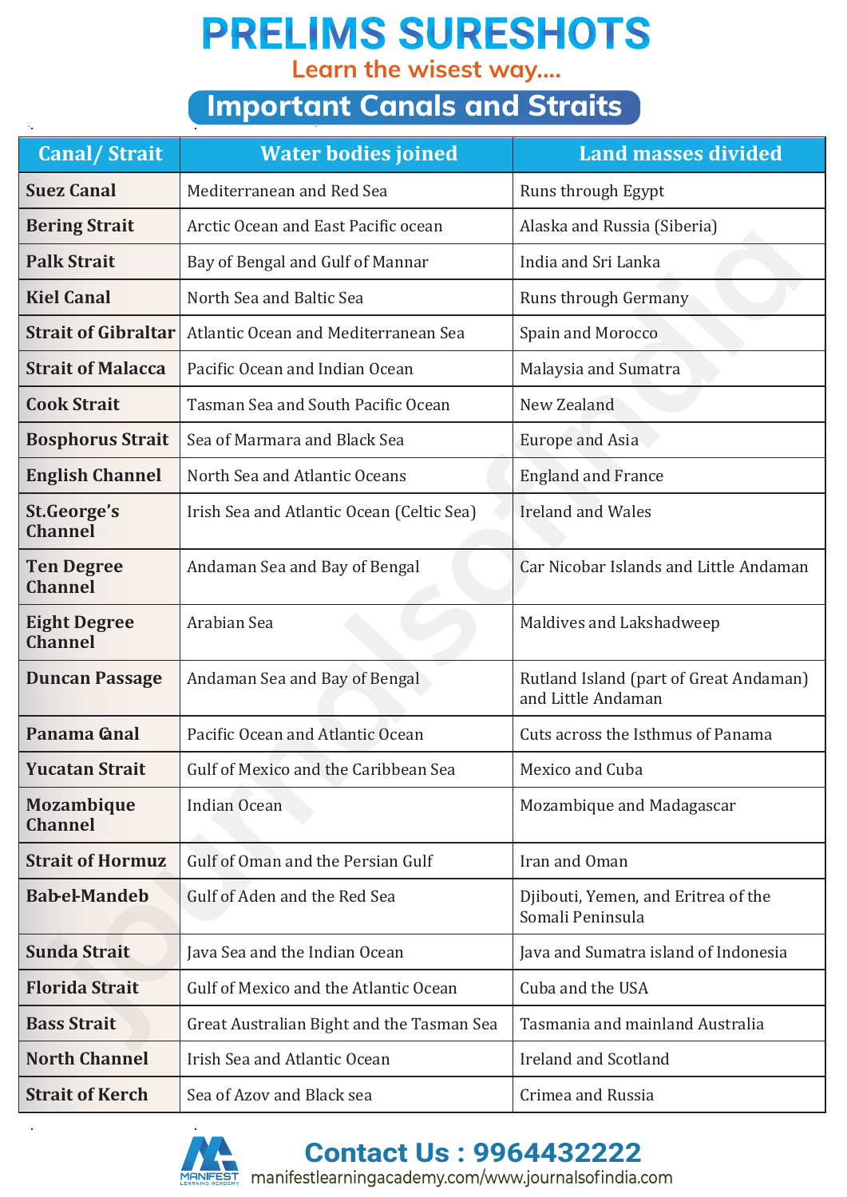# PRELIMS SURESHOTS

Learn the wisest way....

## Important Canals and Straits

| Canal/ Strait | Water bodies joined | Land masses divided |
|---|---|---|
| **Suez Canal** | Mediterranean and Red Sea | Runs through Egypt |
| **Bering Strait** | Arctic Ocean and East Pacific ocean | Alaska and Russia (Siberia) |
| **Palk Strait** | Bay of Bengal and Gulf of Mannar | India and Sri Lanka |
| **Kiel Canal** | North Sea and Baltic Sea | Runs through Germany |
| **Strait of Gibraltar** | Atlantic Ocean and Mediterranean Sea | Spain and Morocco |
| **Strait of Malacca** | Pacific Ocean and Indian Ocean | Malaysia and Sumatra |
| **Cook Strait** | Tasman Sea and South Pacific Ocean | New Zealand |
| **Bosphorus Strait** | Sea of Marmara and Black Sea | Europe and Asia |
| **English Channel** | North Sea and Atlantic Oceans | England and France |
| **St.George's Channel** | Irish Sea and Atlantic Ocean (Celtic Sea) | Ireland and Wales |
| **Ten Degree Channel** | Andaman Sea and Bay of Bengal | Car Nicobar Islands and Little Andaman |
| **Eight Degree Channel** | Arabian Sea | Maldives and Lakshadweep |
| **Duncan Passage** | Andaman Sea and Bay of Bengal | Rutland Island (part of Great Andaman) and Little Andaman |
| **Panama Canal** | Pacific Ocean and Atlantic Ocean | Cuts across the Isthmus of Panama |
| **Yucatan Strait** | Gulf of Mexico and the Caribbean Sea | Mexico and Cuba |
| **Mozambique Channel** | Indian Ocean | Mozambique and Madagascar |
| **Strait of Hormuz** | Gulf of Oman and the Persian Gulf | Iran and Oman |
| **Bab-el-Mandeb** | Gulf of Aden and the Red Sea | Djibouti, Yemen, and Eritrea of the Somali Peninsula |
| **Sunda Strait** | Java Sea and the Indian Ocean | Java and Sumatra island of Indonesia |
| **Florida Strait** | Gulf of Mexico and the Atlantic Ocean | Cuba and the USA |
| **Bass Strait** | Great Australian Bight and the Tasman Sea | Tasmania and mainland Australia |
| **North Channel** | Irish Sea and Atlantic Ocean | Ireland and Scotland |
| **Strait of Kerch** | Sea of Azov and Black sea | Crimea and Russia |

Contact Us : 9964432222

manifestlearningacademy.com/www.journalsofindia.com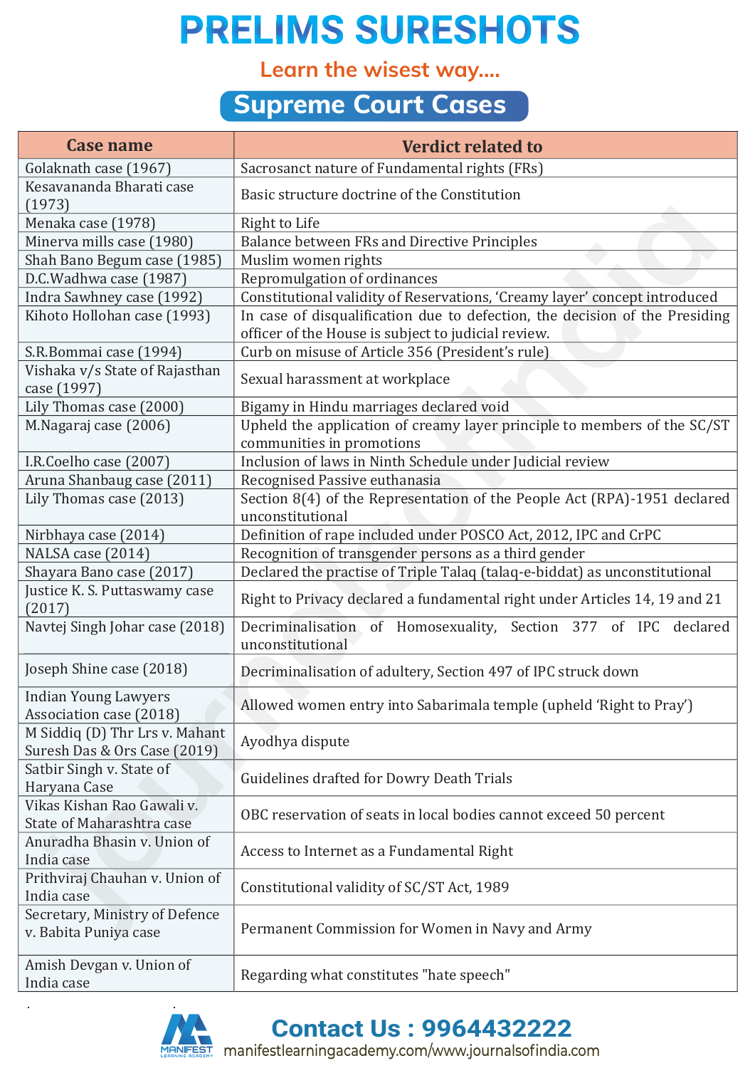# PRELIMS SURESHOTS

Learn the wisest way....

## Supreme Court Cases

| Case name | Verdict related to |
|---|---|
| Golaknath case (1967) | Sacrosanct nature of Fundamental rights (FRs) |
| Kesavananda Bharati case (1973) | Basic structure doctrine of the Constitution |
| Menaka case (1978) | Right to Life |
| Minerva mills case (1980) | Balance between FRs and Directive Principles |
| Shah Bano Begum case (1985) | Muslim women rights |
| D.C.Wadhwa case (1987) | Repromulgation of ordinances |
| Indra Sawhney case (1992) | Constitutional validity of Reservations, 'Creamy layer' concept introduced |
| Kihoto Hollohan case (1993) | In case of disqualification due to defection, the decision of the Presiding officer of the House is subject to judicial review. |
| S.R.Bommai case (1994) | Curb on misuse of Article 356 (President's rule) |
| Vishaka v/s State of Rajasthan case (1997) | Sexual harassment at workplace |
| Lily Thomas case (2000) | Bigamy in Hindu marriages declared void |
| M.Nagaraj case (2006) | Upheld the application of creamy layer principle to members of the SC/ST communities in promotions |
| I.R.Coelho case (2007) | Inclusion of laws in Ninth Schedule under Judicial review |
| Aruna Shanbaug case (2011) | Recognised Passive euthanasia |
| Lily Thomas case (2013) | Section 8(4) of the Representation of the People Act (RPA)-1951 declared unconstitutional |
| Nirbhaya case (2014) | Definition of rape included under POSCO Act, 2012, IPC and CrPC |
| NALSA case (2014) | Recognition of transgender persons as a third gender |
| Shayara Bano case (2017) | Declared the practise of Triple Talaq (talaq-e-biddat) as unconstitutional |
| Justice K. S. Puttaswamy case (2017) | Right to Privacy declared a fundamental right under Articles 14, 19 and 21 |
| Navtej Singh Johar case (2018) | Decriminalisation of Homosexuality, Section 377 of IPC declared unconstitutional |
| Joseph Shine case (2018) | Decriminalisation of adultery, Section 497 of IPC struck down |
| Indian Young Lawyers Association case (2018) | Allowed women entry into Sabarimala temple (upheld 'Right to Pray') |
| M Siddiq (D) Thr Lrs v. Mahant Suresh Das & Ors Case (2019) | Ayodhya dispute |
| Satbir Singh v. State of Haryana Case | Guidelines drafted for Dowry Death Trials |
| Vikas Kishan Rao Gawali v. State of Maharashtra case | OBC reservation of seats in local bodies cannot exceed 50 percent |
| Anuradha Bhasin v. Union of India case | Access to Internet as a Fundamental Right |
| Prithviraj Chauhan v. Union of India case | Constitutional validity of SC/ST Act, 1989 |
| Secretary, Ministry of Defence v. Babita Puniya case | Permanent Commission for Women in Navy and Army |
| Amish Devgan v. Union of India case | Regarding what constitutes "hate speech" |

Contact Us : 9964432222

manifestlearningacademy.com/www.journalsofindia.com